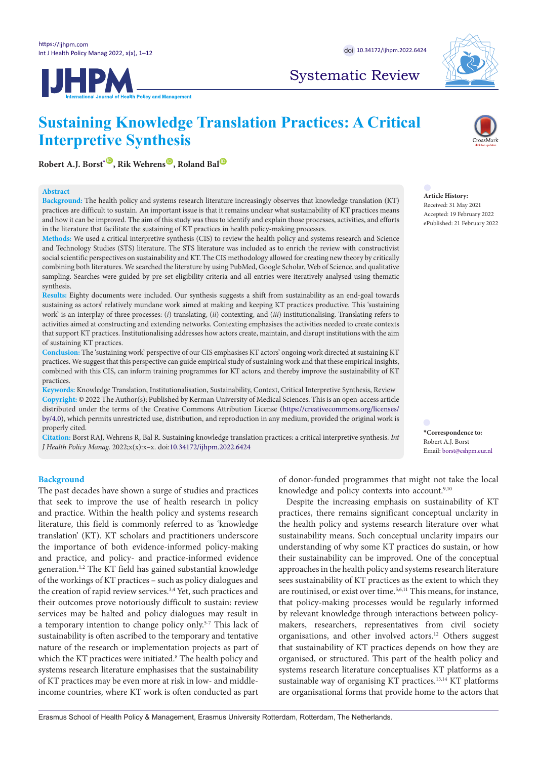Systematic Review

# Sustaining Knowledge Translation Practices: A Critical Interpretive Synthesis

**Robert A.J. Borst**[*], **Rik Wehrens**, **Roland Bal**

## Abstract

**Background:** The health policy and systems research literature increasingly observes that knowledge translation (KT) practices are difficult to sustain. An important issue is that it remains unclear what sustainability of KT practices means and how it can be improved. The aim of this study was thus to identify and explain those processes, activities, and efforts in the literature that facilitate the sustaining of KT practices in health policy-making processes.

**Methods:** We used a critical interpretive synthesis (CIS) to review the health policy and systems research and Science and Technology Studies (STS) literature. The STS literature was included as to enrich the review with constructivist social scientific perspectives on sustainability and KT. The CIS methodology allowed for creating new theory by critically combining both literatures. We searched the literature by using PubMed, Google Scholar, Web of Science, and qualitative sampling. Searches were guided by pre-set eligibility criteria and all entries were iteratively analysed using thematic synthesis.

**Results:** Eighty documents were included. Our synthesis suggests a shift from sustainability as an end-goal towards sustaining as actors' relatively mundane work aimed at making and keeping KT practices productive. This 'sustaining work' is an interplay of three processes: (*i*) translating, (*ii*) contexting, and (*iii*) institutionalising. Translating refers to activities aimed at constructing and extending networks. Contexting emphasises the activities needed to create contexts that support KT practices. Institutionalising addresses how actors create, maintain, and disrupt institutions with the aim of sustaining KT practices.

**Conclusion:** The 'sustaining work' perspective of our CIS emphasises KT actors' ongoing work directed at sustaining KT practices. We suggest that this perspective can guide empirical study of sustaining work and that these empirical insights, combined with this CIS, can inform training programmes for KT actors, and thereby improve the sustainability of KT practices.

**Keywords:** Knowledge Translation, Institutionalisation, Sustainability, Context, Critical Interpretive Synthesis, Review

**Copyright:** © 2022 The Author(s); Published by Kerman University of Medical Sciences. This is an open-access article distributed under the terms of the Creative Commons Attribution License (https://creativecommons.org/licenses/by/4.0), which permits unrestricted use, distribution, and reproduction in any medium, provided the original work is properly cited.

**Citation:** Borst RAJ, Wehrens R, Bal R. Sustaining knowledge translation practices: a critical interpretive synthesis. *Int J Health Policy Manag.* 2022;x(x):x–x. doi:10.34172/ijhpm.2022.6424

**Article History:**
Received: 31 May 2021
Accepted: 19 February 2022
ePublished: 21 February 2022

***Correspondence to:**
Robert A.J. Borst
Email: borst@eshpm.eur.nl

## Background

The past decades have shown a surge of studies and practices that seek to improve the use of health research in policy and practice. Within the health policy and systems research literature, this field is commonly referred to as 'knowledge translation' (KT). KT scholars and practitioners underscore the importance of both evidence-informed policy-making and practice, and policy- and practice-informed evidence generation.[1,2] The KT field has gained substantial knowledge of the workings of KT practices – such as policy dialogues and the creation of rapid review services.[3,4] Yet, such practices and their outcomes prove notoriously difficult to sustain: review services may be halted and policy dialogues may result in a temporary intention to change policy only.[5-7] This lack of sustainability is often ascribed to the temporary and tentative nature of the research or implementation projects as part of which the KT practices were initiated.[8] The health policy and systems research literature emphasises that the sustainability of KT practices may be even more at risk in low- and middle-income countries, where KT work is often conducted as part of donor-funded programmes that might not take the local knowledge and policy contexts into account.[9,10]

Despite the increasing emphasis on sustainability of KT practices, there remains significant conceptual unclarity in the health policy and systems research literature over what sustainability means. Such conceptual unclarity impairs our understanding of why some KT practices do sustain, or how their sustainability can be improved. One of the conceptual approaches in the health policy and systems research literature sees sustainability of KT practices as the extent to which they are routinised, or exist over time.[5,6,11] This means, for instance, that policy-making processes would be regularly informed by relevant knowledge through interactions between policy-makers, researchers, representatives from civil society organisations, and other involved actors.[12] Others suggest that sustainability of KT practices depends on how they are organised, or structured. This part of the health policy and systems research literature conceptualises KT platforms as a sustainable way of organising KT practices.[13,14] KT platforms are organisational forms that provide home to the actors that

Erasmus School of Health Policy & Management, Erasmus University Rotterdam, Rotterdam, The Netherlands.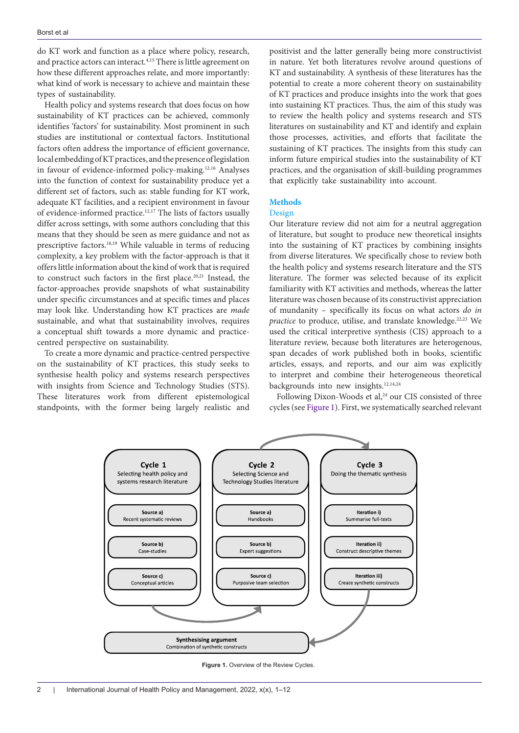do KT work and function as a place where policy, research, and practice actors can interact.[4,15] There is little agreement on how these different approaches relate, and more importantly: what kind of work is necessary to achieve and maintain these types of sustainability.

Health policy and systems research that does focus on how sustainability of KT practices can be achieved, commonly identifies 'factors' for sustainability. Most prominent in such studies are institutional or contextual factors. Institutional factors often address the importance of efficient governance, local embedding of KT practices, and the presence of legislation in favour of evidence-informed policy-making.[12,16] Analyses into the function of context for sustainability produce yet a different set of factors, such as: stable funding for KT work, adequate KT facilities, and a recipient environment in favour of evidence-informed practice.[12,17] The lists of factors usually differ across settings, with some authors concluding that this means that they should be seen as mere guidance and not as prescriptive factors.[18,19] While valuable in terms of reducing complexity, a key problem with the factor-approach is that it offers little information about the kind of work that is required to construct such factors in the first place.[20,21] Instead, the factor-approaches provide snapshots of what sustainability under specific circumstances and at specific times and places may look like. Understanding how KT practices are *made* sustainable, and what that sustainability involves, requires a conceptual shift towards a more dynamic and practice-centred perspective on sustainability.

To create a more dynamic and practice-centred perspective on the sustainability of KT practices, this study seeks to synthesise health policy and systems research perspectives with insights from Science and Technology Studies (STS). These literatures work from different epistemological standpoints, with the former being largely realistic and positivist and the latter generally being more constructivist in nature. Yet both literatures revolve around questions of KT and sustainability. A synthesis of these literatures has the potential to create a more coherent theory on sustainability of KT practices and produce insights into the work that goes into sustaining KT practices. Thus, the aim of this study was to review the health policy and systems research and STS literatures on sustainability and KT and identify and explain those processes, activities, and efforts that facilitate the sustaining of KT practices. The insights from this study can inform future empirical studies into the sustainability of KT practices, and the organisation of skill-building programmes that explicitly take sustainability into account.

## Methods

### Design

Our literature review did not aim for a neutral aggregation of literature, but sought to produce new theoretical insights into the sustaining of KT practices by combining insights from diverse literatures. We specifically chose to review both the health policy and systems research literature and the STS literature. The former was selected because of its explicit familiarity with KT activities and methods, whereas the latter literature was chosen because of its constructivist appreciation of mundanity – specifically its focus on what actors *do in practice* to produce, utilise, and translate knowledge.[22,23] We used the critical interpretive synthesis (CIS) approach to a literature review, because both literatures are heterogenous, span decades of work published both in books, scientific articles, essays, and reports, and our aim was explicitly to interpret and combine their heterogeneous theoretical backgrounds into new insights.[12,14,24]

Following Dixon-Woods et al,[24] our CIS consisted of three cycles (see Figure 1). First, we systematically searched relevant

**Cycle 1**
Selecting health policy and systems research literature
- Source a) Recent systematic reviews
- Source b) Case-studies
- Source c) Conceptual articles

**Cycle 2**
Selecting Science and Technology Studies literature
- Source a) Handbooks
- Source b) Expert suggestions
- Source c) Purposive team selection

**Cycle 3**
Doing the thematic synthesis
- Iteration i) Summarise full-texts
- Iteration ii) Construct descriptive themes
- Iteration iii) Create synthetic constructs

**Synthesising argument**
Combination of synthetic constructs

**Figure 1.** Overview of the Review Cycles.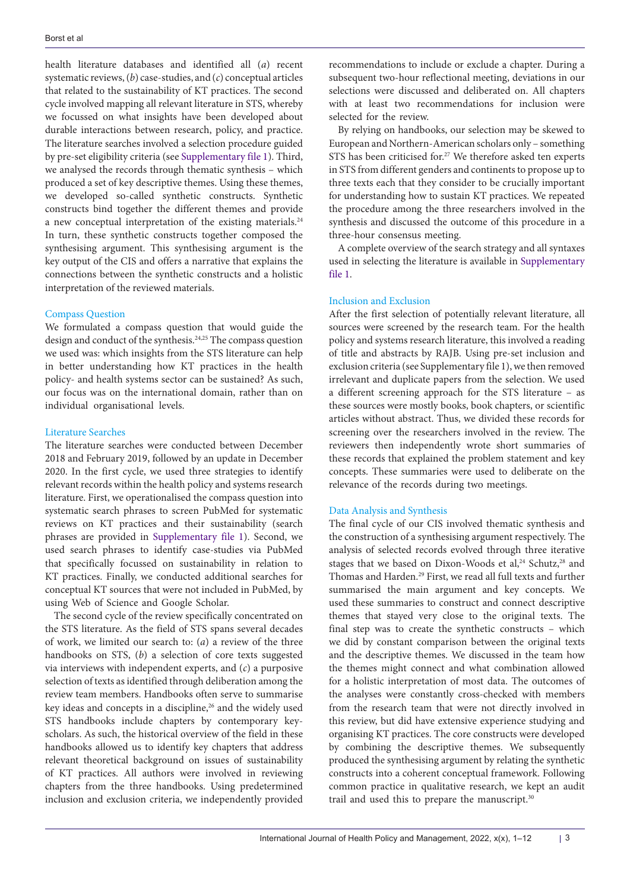health literature databases and identified all (*a*) recent systematic reviews, (*b*) case-studies, and (*c*) conceptual articles that related to the sustainability of KT practices. The second cycle involved mapping all relevant literature in STS, whereby we focussed on what insights have been developed about durable interactions between research, policy, and practice. The literature searches involved a selection procedure guided by pre-set eligibility criteria (see Supplementary file 1). Third, we analysed the records through thematic synthesis – which produced a set of key descriptive themes. Using these themes, we developed so-called synthetic constructs. Synthetic constructs bind together the different themes and provide a new conceptual interpretation of the existing materials.[24] In turn, these synthetic constructs together composed the synthesising argument. This synthesising argument is the key output of the CIS and offers a narrative that explains the connections between the synthetic constructs and a holistic interpretation of the reviewed materials.

## Compass Question

We formulated a compass question that would guide the design and conduct of the synthesis.[24,25] The compass question we used was: which insights from the STS literature can help in better understanding how KT practices in the health policy- and health systems sector can be sustained? As such, our focus was on the international domain, rather than on individual organisational levels.

## Literature Searches

The literature searches were conducted between December 2018 and February 2019, followed by an update in December 2020. In the first cycle, we used three strategies to identify relevant records within the health policy and systems research literature. First, we operationalised the compass question into systematic search phrases to screen PubMed for systematic reviews on KT practices and their sustainability (search phrases are provided in Supplementary file 1). Second, we used search phrases to identify case-studies via PubMed that specifically focussed on sustainability in relation to KT practices. Finally, we conducted additional searches for conceptual KT sources that were not included in PubMed, by using Web of Science and Google Scholar.

The second cycle of the review specifically concentrated on the STS literature. As the field of STS spans several decades of work, we limited our search to: (*a*) a review of the three handbooks on STS, (*b*) a selection of core texts suggested via interviews with independent experts, and (*c*) a purposive selection of texts as identified through deliberation among the review team members. Handbooks often serve to summarise key ideas and concepts in a discipline,[26] and the widely used STS handbooks include chapters by contemporary key-scholars. As such, the historical overview of the field in these handbooks allowed us to identify key chapters that address relevant theoretical background on issues of sustainability of KT practices. All authors were involved in reviewing chapters from the three handbooks. Using predetermined inclusion and exclusion criteria, we independently provided recommendations to include or exclude a chapter. During a subsequent two-hour reflectional meeting, deviations in our selections were discussed and deliberated on. All chapters with at least two recommendations for inclusion were selected for the review.

By relying on handbooks, our selection may be skewed to European and Northern-American scholars only – something STS has been criticised for.[27] We therefore asked ten experts in STS from different genders and continents to propose up to three texts each that they consider to be crucially important for understanding how to sustain KT practices. We repeated the procedure among the three researchers involved in the synthesis and discussed the outcome of this procedure in a three-hour consensus meeting.

A complete overview of the search strategy and all syntaxes used in selecting the literature is available in Supplementary file 1.

## Inclusion and Exclusion

After the first selection of potentially relevant literature, all sources were screened by the research team. For the health policy and systems research literature, this involved a reading of title and abstracts by RAJB. Using pre-set inclusion and exclusion criteria (see Supplementary file 1), we then removed irrelevant and duplicate papers from the selection. We used a different screening approach for the STS literature – as these sources were mostly books, book chapters, or scientific articles without abstract. Thus, we divided these records for screening over the researchers involved in the review. The reviewers then independently wrote short summaries of these records that explained the problem statement and key concepts. These summaries were used to deliberate on the relevance of the records during two meetings.

## Data Analysis and Synthesis

The final cycle of our CIS involved thematic synthesis and the construction of a synthesising argument respectively. The analysis of selected records evolved through three iterative stages that we based on Dixon-Woods et al,[24] Schutz,[28] and Thomas and Harden.[29] First, we read all full texts and further summarised the main argument and key concepts. We used these summaries to construct and connect descriptive themes that stayed very close to the original texts. The final step was to create the synthetic constructs – which we did by constant comparison between the original texts and the descriptive themes. We discussed in the team how the themes might connect and what combination allowed for a holistic interpretation of most data. The outcomes of the analyses were constantly cross-checked with members from the research team that were not directly involved in this review, but did have extensive experience studying and organising KT practices. The core constructs were developed by combining the descriptive themes. We subsequently produced the synthesising argument by relating the synthetic constructs into a coherent conceptual framework. Following common practice in qualitative research, we kept an audit trail and used this to prepare the manuscript.[30]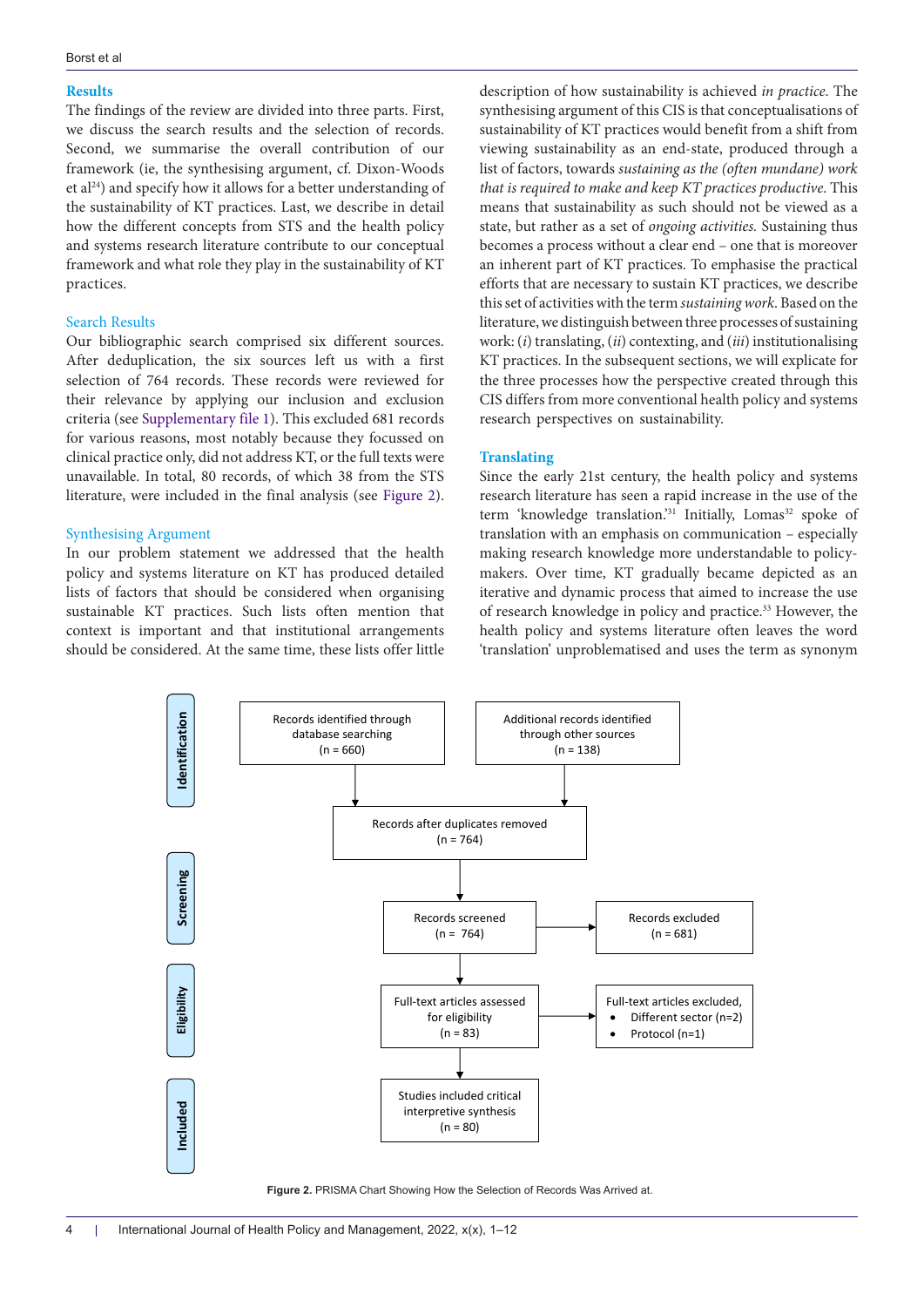## Results

The findings of the review are divided into three parts. First, we discuss the search results and the selection of records. Second, we summarise the overall contribution of our framework (ie, the synthesising argument, cf. Dixon-Woods et al[24]) and specify how it allows for a better understanding of the sustainability of KT practices. Last, we describe in detail how the different concepts from STS and the health policy and systems research literature contribute to our conceptual framework and what role they play in the sustainability of KT practices.

### Search Results

Our bibliographic search comprised six different sources. After deduplication, the six sources left us with a first selection of 764 records. These records were reviewed for their relevance by applying our inclusion and exclusion criteria (see Supplementary file 1). This excluded 681 records for various reasons, most notably because they focussed on clinical practice only, did not address KT, or the full texts were unavailable. In total, 80 records, of which 38 from the STS literature, were included in the final analysis (see Figure 2).

### Synthesising Argument

In our problem statement we addressed that the health policy and systems literature on KT has produced detailed lists of factors that should be considered when organising sustainable KT practices. Such lists often mention that context is important and that institutional arrangements should be considered. At the same time, these lists offer little description of how sustainability is achieved *in practice.* The synthesising argument of this CIS is that conceptualisations of sustainability of KT practices would benefit from a shift from viewing sustainability as an end-state, produced through a list of factors, towards *sustaining as the (often mundane) work that is required to make and keep KT practices productive*. This means that sustainability as such should not be viewed as a state, but rather as a set of *ongoing activities.* Sustaining thus becomes a process without a clear end – one that is moreover an inherent part of KT practices. To emphasise the practical efforts that are necessary to sustain KT practices, we describe this set of activities with the term *sustaining work*. Based on the literature, we distinguish between three processes of sustaining work: (*i*) translating, (*ii*) contexting, and (*iii*) institutionalising KT practices. In the subsequent sections, we will explicate for the three processes how the perspective created through this CIS differs from more conventional health policy and systems research perspectives on sustainability.

## Translating

Since the early 21st century, the health policy and systems research literature has seen a rapid increase in the use of the term 'knowledge translation.'[31] Initially, Lomas[32] spoke of translation with an emphasis on communication – especially making research knowledge more understandable to policy-makers. Over time, KT gradually became depicted as an iterative and dynamic process that aimed to increase the use of research knowledge in policy and practice.[33] However, the health policy and systems literature often leaves the word 'translation' unproblematised and uses the term as synonym

| Stage | Flow | | |
|---|---|---|---|
| Identification | Records identified through database searching (n = 660) | Additional records identified through other sources (n = 138) | |
| | Records after duplicates removed (n = 764) | | |
| Screening | Records screened (n = 764) | → | Records excluded (n = 681) |
| Eligibility | Full-text articles assessed for eligibility (n = 83) | → | Full-text articles excluded, • Different sector (n=2) • Protocol (n=1) |
| Included | Studies included critical interpretive synthesis (n = 80) | | |

**Figure 2.** PRISMA Chart Showing How the Selection of Records Was Arrived at.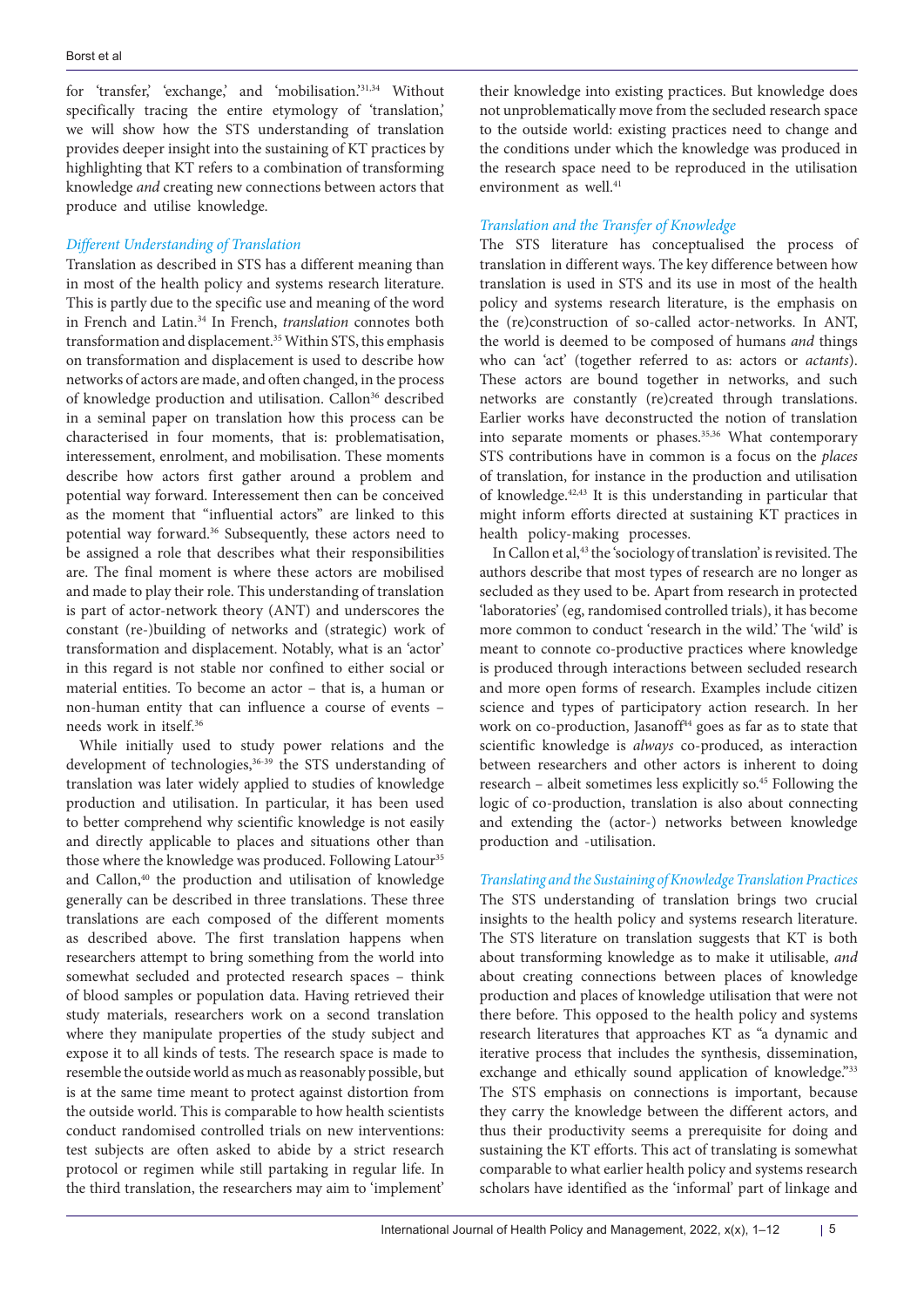for 'transfer,' 'exchange,' and 'mobilisation.'[31,34] Without specifically tracing the entire etymology of 'translation,' we will show how the STS understanding of translation provides deeper insight into the sustaining of KT practices by highlighting that KT refers to a combination of transforming knowledge *and* creating new connections between actors that produce and utilise knowledge.

### *Different Understanding of Translation*

Translation as described in STS has a different meaning than in most of the health policy and systems research literature. This is partly due to the specific use and meaning of the word in French and Latin.[34] In French, *translation* connotes both transformation and displacement.[35] Within STS, this emphasis on transformation and displacement is used to describe how networks of actors are made, and often changed, in the process of knowledge production and utilisation. Callon[36] described in a seminal paper on translation how this process can be characterised in four moments, that is: problematisation, interessement, enrolment, and mobilisation. These moments describe how actors first gather around a problem and potential way forward. Interessement then can be conceived as the moment that "influential actors" are linked to this potential way forward.[36] Subsequently, these actors need to be assigned a role that describes what their responsibilities are. The final moment is where these actors are mobilised and made to play their role. This understanding of translation is part of actor-network theory (ANT) and underscores the constant (re-)building of networks and (strategic) work of transformation and displacement. Notably, what is an 'actor' in this regard is not stable nor confined to either social or material entities. To become an actor – that is, a human or non-human entity that can influence a course of events – needs work in itself.[36]

While initially used to study power relations and the development of technologies,[36-39] the STS understanding of translation was later widely applied to studies of knowledge production and utilisation. In particular, it has been used to better comprehend why scientific knowledge is not easily and directly applicable to places and situations other than those where the knowledge was produced. Following Latour[35] and Callon,[40] the production and utilisation of knowledge generally can be described in three translations. These three translations are each composed of the different moments as described above. The first translation happens when researchers attempt to bring something from the world into somewhat secluded and protected research spaces – think of blood samples or population data. Having retrieved their study materials, researchers work on a second translation where they manipulate properties of the study subject and expose it to all kinds of tests. The research space is made to resemble the outside world as much as reasonably possible, but is at the same time meant to protect against distortion from the outside world. This is comparable to how health scientists conduct randomised controlled trials on new interventions: test subjects are often asked to abide by a strict research protocol or regimen while still partaking in regular life. In the third translation, the researchers may aim to 'implement' their knowledge into existing practices. But knowledge does not unproblematically move from the secluded research space to the outside world: existing practices need to change and the conditions under which the knowledge was produced in the research space need to be reproduced in the utilisation environment as well.[41]

### *Translation and the Transfer of Knowledge*

The STS literature has conceptualised the process of translation in different ways. The key difference between how translation is used in STS and its use in most of the health policy and systems research literature, is the emphasis on the (re)construction of so-called actor-networks. In ANT, the world is deemed to be composed of humans *and* things who can 'act' (together referred to as: actors or *actants*). These actors are bound together in networks, and such networks are constantly (re)created through translations. Earlier works have deconstructed the notion of translation into separate moments or phases.[35,36] What contemporary STS contributions have in common is a focus on the *places* of translation, for instance in the production and utilisation of knowledge.[42,43] It is this understanding in particular that might inform efforts directed at sustaining KT practices in health policy-making processes.

In Callon et al,[43] the 'sociology of translation' is revisited. The authors describe that most types of research are no longer as secluded as they used to be. Apart from research in protected 'laboratories' (eg, randomised controlled trials), it has become more common to conduct 'research in the wild.' The 'wild' is meant to connote co-productive practices where knowledge is produced through interactions between secluded research and more open forms of research. Examples include citizen science and types of participatory action research. In her work on co-production, Jasanoff[44] goes as far as to state that scientific knowledge is *always* co-produced, as interaction between researchers and other actors is inherent to doing research – albeit sometimes less explicitly so.[45] Following the logic of co-production, translation is also about connecting and extending the (actor-) networks between knowledge production and -utilisation.

### *Translating and the Sustaining of Knowledge Translation Practices*

The STS understanding of translation brings two crucial insights to the health policy and systems research literature. The STS literature on translation suggests that KT is both about transforming knowledge as to make it utilisable, *and* about creating connections between places of knowledge production and places of knowledge utilisation that were not there before. This opposed to the health policy and systems research literatures that approaches KT as "a dynamic and iterative process that includes the synthesis, dissemination, exchange and ethically sound application of knowledge."[33] The STS emphasis on connections is important, because they carry the knowledge between the different actors, and thus their productivity seems a prerequisite for doing and sustaining the KT efforts. This act of translating is somewhat comparable to what earlier health policy and systems research scholars have identified as the 'informal' part of linkage and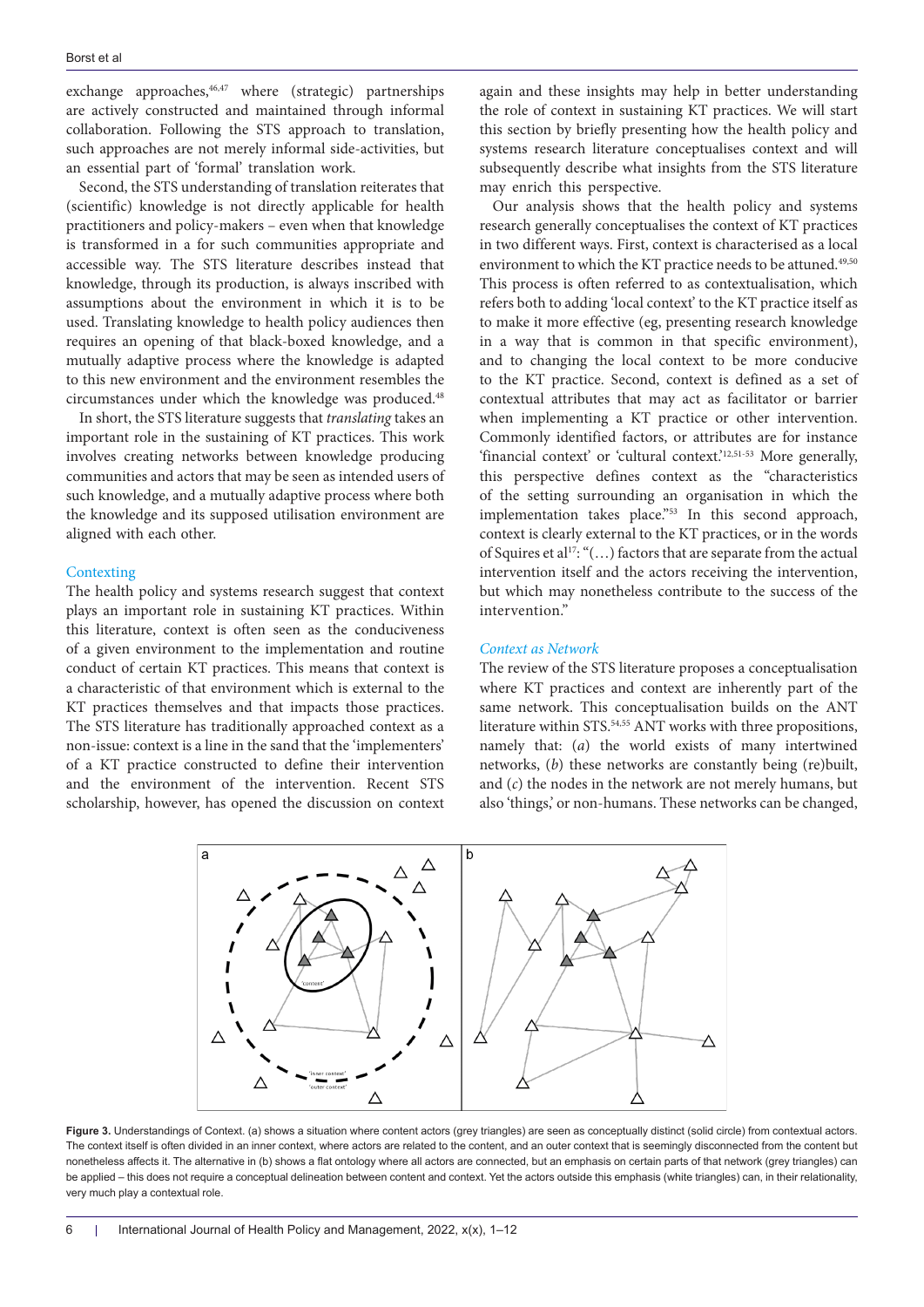exchange approaches,[46,47] where (strategic) partnerships are actively constructed and maintained through informal collaboration. Following the STS approach to translation, such approaches are not merely informal side-activities, but an essential part of 'formal' translation work.

Second, the STS understanding of translation reiterates that (scientific) knowledge is not directly applicable for health practitioners and policy-makers – even when that knowledge is transformed in a for such communities appropriate and accessible way. The STS literature describes instead that knowledge, through its production, is always inscribed with assumptions about the environment in which it is to be used. Translating knowledge to health policy audiences then requires an opening of that black-boxed knowledge, and a mutually adaptive process where the knowledge is adapted to this new environment and the environment resembles the circumstances under which the knowledge was produced.[48]

In short, the STS literature suggests that *translating* takes an important role in the sustaining of KT practices. This work involves creating networks between knowledge producing communities and actors that may be seen as intended users of such knowledge, and a mutually adaptive process where both the knowledge and its supposed utilisation environment are aligned with each other.

## Contexting

The health policy and systems research suggest that context plays an important role in sustaining KT practices. Within this literature, context is often seen as the conduciveness of a given environment to the implementation and routine conduct of certain KT practices. This means that context is a characteristic of that environment which is external to the KT practices themselves and that impacts those practices. The STS literature has traditionally approached context as a non-issue: context is a line in the sand that the 'implementers' of a KT practice constructed to define their intervention and the environment of the intervention. Recent STS scholarship, however, has opened the discussion on context again and these insights may help in better understanding the role of context in sustaining KT practices. We will start this section by briefly presenting how the health policy and systems research literature conceptualises context and will subsequently describe what insights from the STS literature may enrich this perspective.

Our analysis shows that the health policy and systems research generally conceptualises the context of KT practices in two different ways. First, context is characterised as a local environment to which the KT practice needs to be attuned.[49,50] This process is often referred to as contextualisation, which refers both to adding 'local context' to the KT practice itself as to make it more effective (eg, presenting research knowledge in a way that is common in that specific environment), and to changing the local context to be more conducive to the KT practice. Second, context is defined as a set of contextual attributes that may act as facilitator or barrier when implementing a KT practice or other intervention. Commonly identified factors, or attributes are for instance 'financial context' or 'cultural context.'[12,51-53] More generally, this perspective defines context as the "characteristics of the setting surrounding an organisation in which the implementation takes place."[53] In this second approach, context is clearly external to the KT practices, or in the words of Squires et al[17]: "(…) factors that are separate from the actual intervention itself and the actors receiving the intervention, but which may nonetheless contribute to the success of the intervention."

### *Context as Network*

The review of the STS literature proposes a conceptualisation where KT practices and context are inherently part of the same network. This conceptualisation builds on the ANT literature within STS.[54,55] ANT works with three propositions, namely that: (*a*) the world exists of many intertwined networks, (*b*) these networks are constantly being (re)built, and (*c*) the nodes in the network are not merely humans, but also 'things,' or non-humans. These networks can be changed,

**Figure 3.** Understandings of Context. (a) shows a situation where content actors (grey triangles) are seen as conceptually distinct (solid circle) from contextual actors. The context itself is often divided in an inner context, where actors are related to the content, and an outer context that is seemingly disconnected from the content but nonetheless affects it. The alternative in (b) shows a flat ontology where all actors are connected, but an emphasis on certain parts of that network (grey triangles) can be applied – this does not require a conceptual delineation between content and context. Yet the actors outside this emphasis (white triangles) can, in their relationality, very much play a contextual role.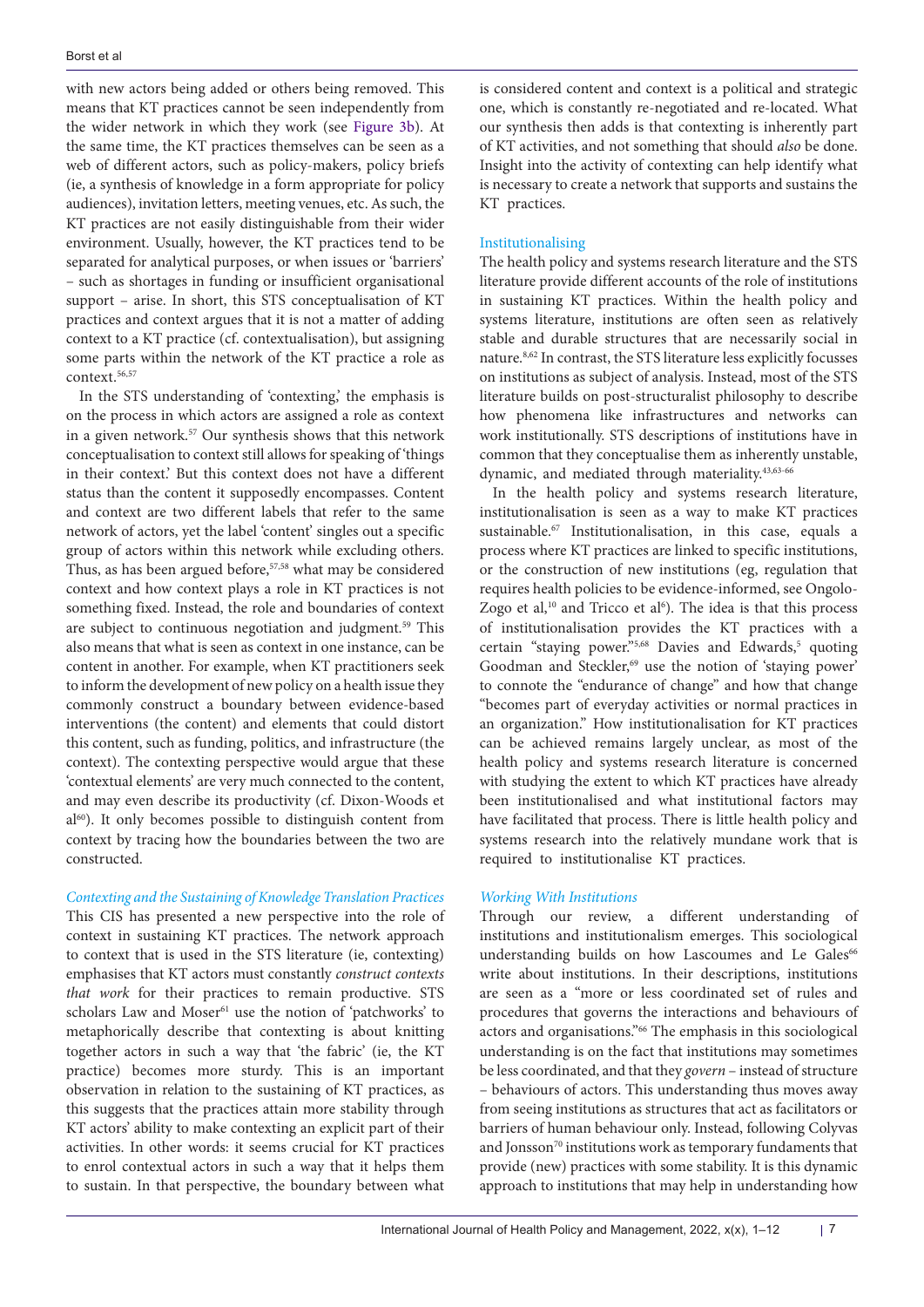with new actors being added or others being removed. This means that KT practices cannot be seen independently from the wider network in which they work (see Figure 3b). At the same time, the KT practices themselves can be seen as a web of different actors, such as policy-makers, policy briefs (ie, a synthesis of knowledge in a form appropriate for policy audiences), invitation letters, meeting venues, etc. As such, the KT practices are not easily distinguishable from their wider environment. Usually, however, the KT practices tend to be separated for analytical purposes, or when issues or 'barriers' – such as shortages in funding or insufficient organisational support – arise. In short, this STS conceptualisation of KT practices and context argues that it is not a matter of adding context to a KT practice (cf. contextualisation), but assigning some parts within the network of the KT practice a role as context.[56,57]

In the STS understanding of 'contexting,' the emphasis is on the process in which actors are assigned a role as context in a given network.[57] Our synthesis shows that this network conceptualisation to context still allows for speaking of 'things in their context.' But this context does not have a different status than the content it supposedly encompasses. Content and context are two different labels that refer to the same network of actors, yet the label 'content' singles out a specific group of actors within this network while excluding others. Thus, as has been argued before,[57,58] what may be considered context and how context plays a role in KT practices is not something fixed. Instead, the role and boundaries of context are subject to continuous negotiation and judgment.[59] This also means that what is seen as context in one instance, can be content in another. For example, when KT practitioners seek to inform the development of new policy on a health issue they commonly construct a boundary between evidence-based interventions (the content) and elements that could distort this content, such as funding, politics, and infrastructure (the context). The contexting perspective would argue that these 'contextual elements' are very much connected to the content, and may even describe its productivity (cf. Dixon-Woods et al[60]). It only becomes possible to distinguish content from context by tracing how the boundaries between the two are constructed.

### *Contexting and the Sustaining of Knowledge Translation Practices*

This CIS has presented a new perspective into the role of context in sustaining KT practices. The network approach to context that is used in the STS literature (ie, contexting) emphasises that KT actors must constantly *construct contexts that work* for their practices to remain productive. STS scholars Law and Moser[61] use the notion of 'patchworks' to metaphorically describe that contexting is about knitting together actors in such a way that 'the fabric' (ie, the KT practice) becomes more sturdy. This is an important observation in relation to the sustaining of KT practices, as this suggests that the practices attain more stability through KT actors' ability to make contexting an explicit part of their activities. In other words: it seems crucial for KT practices to enrol contextual actors in such a way that it helps them to sustain. In that perspective, the boundary between what is considered content and context is a political and strategic one, which is constantly re-negotiated and re-located. What our synthesis then adds is that contexting is inherently part of KT activities, and not something that should *also* be done. Insight into the activity of contexting can help identify what is necessary to create a network that supports and sustains the KT practices.

### Institutionalising

The health policy and systems research literature and the STS literature provide different accounts of the role of institutions in sustaining KT practices. Within the health policy and systems literature, institutions are often seen as relatively stable and durable structures that are necessarily social in nature.[8,62] In contrast, the STS literature less explicitly focusses on institutions as subject of analysis. Instead, most of the STS literature builds on post-structuralist philosophy to describe how phenomena like infrastructures and networks can work institutionally. STS descriptions of institutions have in common that they conceptualise them as inherently unstable, dynamic, and mediated through materiality.[43,63-66]

In the health policy and systems research literature, institutionalisation is seen as a way to make KT practices sustainable.[67] Institutionalisation, in this case, equals a process where KT practices are linked to specific institutions, or the construction of new institutions (eg, regulation that requires health policies to be evidence-informed, see Ongolo-Zogo et al,[10] and Tricco et al[6]). The idea is that this process of institutionalisation provides the KT practices with a certain "staying power."[5,68] Davies and Edwards,[5] quoting Goodman and Steckler,[69] use the notion of 'staying power' to connote the "endurance of change" and how that change "becomes part of everyday activities or normal practices in an organization." How institutionalisation for KT practices can be achieved remains largely unclear, as most of the health policy and systems research literature is concerned with studying the extent to which KT practices have already been institutionalised and what institutional factors may have facilitated that process. There is little health policy and systems research into the relatively mundane work that is required to institutionalise KT practices.

### *Working With Institutions*

Through our review, a different understanding of institutions and institutionalism emerges. This sociological understanding builds on how Lascoumes and Le Gales[66] write about institutions. In their descriptions, institutions are seen as a "more or less coordinated set of rules and procedures that governs the interactions and behaviours of actors and organisations."[66] The emphasis in this sociological understanding is on the fact that institutions may sometimes be less coordinated, and that they *govern* – instead of structure – behaviours of actors. This understanding thus moves away from seeing institutions as structures that act as facilitators or barriers of human behaviour only. Instead, following Colyvas and Jonsson[70] institutions work as temporary fundaments that provide (new) practices with some stability. It is this dynamic approach to institutions that may help in understanding how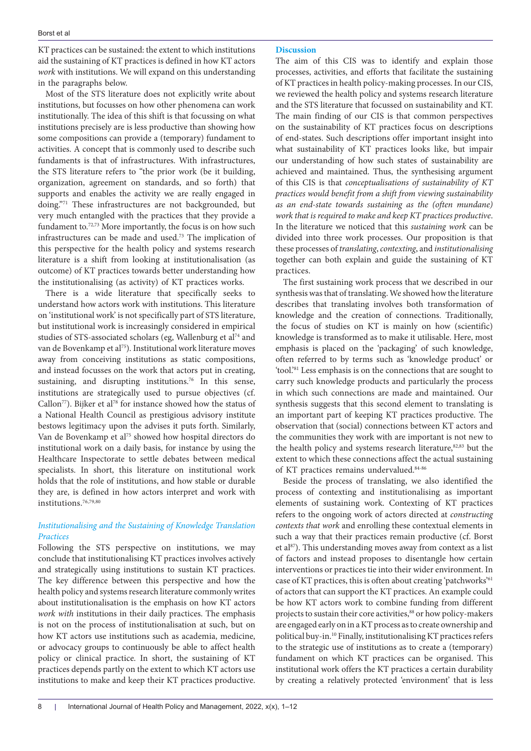KT practices can be sustained: the extent to which institutions aid the sustaining of KT practices is defined in how KT actors *work* with institutions. We will expand on this understanding in the paragraphs below.

Most of the STS literature does not explicitly write about institutions, but focusses on how other phenomena can work institutionally. The idea of this shift is that focussing on what institutions precisely are is less productive than showing how some compositions can provide a (temporary) fundament to activities. A concept that is commonly used to describe such fundaments is that of infrastructures. With infrastructures, the STS literature refers to "the prior work (be it building, organization, agreement on standards, and so forth) that supports and enables the activity we are really engaged in doing."[71] These infrastructures are not backgrounded, but very much entangled with the practices that they provide a fundament to.[72,73] More importantly, the focus is on how such infrastructures can be made and used.[73] The implication of this perspective for the health policy and systems research literature is a shift from looking at institutionalisation (as outcome) of KT practices towards better understanding how the institutionalising (as activity) of KT practices works.

There is a wide literature that specifically seeks to understand how actors work with institutions. This literature on 'institutional work' is not specifically part of STS literature, but institutional work is increasingly considered in empirical studies of STS-associated scholars (eg, Wallenburg et al[74] and van de Bovenkamp et al[75]). Institutional work literature moves away from conceiving institutions as static compositions, and instead focusses on the work that actors put in creating, sustaining, and disrupting institutions.[76] In this sense, institutions are strategically used to pursue objectives (cf. Callon[77]). Bijker et al[78] for instance showed how the status of a National Health Council as prestigious advisory institute bestows legitimacy upon the advises it puts forth. Similarly, Van de Bovenkamp et al[75] showed how hospital directors do institutional work on a daily basis, for instance by using the Healthcare Inspectorate to settle debates between medical specialists. In short, this literature on institutional work holds that the role of institutions, and how stable or durable they are, is defined in how actors interpret and work with institutions.[76,79,80]

### *Institutionalising and the Sustaining of Knowledge Translation Practices*

Following the STS perspective on institutions, we may conclude that institutionalising KT practices involves actively and strategically using institutions to sustain KT practices. The key difference between this perspective and how the health policy and systems research literature commonly writes about institutionalisation is the emphasis on how KT actors *work with* institutions in their daily practices. The emphasis is not on the process of institutionalisation at such, but on how KT actors use institutions such as academia, medicine, or advocacy groups to continuously be able to affect health policy or clinical practice. In short, the sustaining of KT practices depends partly on the extent to which KT actors use institutions to make and keep their KT practices productive.

## Discussion

The aim of this CIS was to identify and explain those processes, activities, and efforts that facilitate the sustaining of KT practices in health policy-making processes. In our CIS, we reviewed the health policy and systems research literature and the STS literature that focussed on sustainability and KT. The main finding of our CIS is that common perspectives on the sustainability of KT practices focus on descriptions of end-states. Such descriptions offer important insight into what sustainability of KT practices looks like, but impair our understanding of how such states of sustainability are achieved and maintained. Thus, the synthesising argument of this CIS is that *conceptualisations of sustainability of KT practices would benefit from a shift from viewing sustainability as an end-state towards sustaining as the (often mundane) work that is required to make and keep KT practices productive*. In the literature we noticed that this *sustaining work* can be divided into three work processes. Our proposition is that these processes of *translating*, *contexting*, and *institutionalising* together can both explain and guide the sustaining of KT practices.

The first sustaining work process that we described in our synthesis was that of translating. We showed how the literature describes that translating involves both transformation of knowledge and the creation of connections. Traditionally, the focus of studies on KT is mainly on how (scientific) knowledge is transformed as to make it utilisable. Here, most emphasis is placed on the 'packaging' of such knowledge, often referred to by terms such as 'knowledge product' or 'tool.'[81] Less emphasis is on the connections that are sought to carry such knowledge products and particularly the process in which such connections are made and maintained. Our synthesis suggests that this second element to translating is an important part of keeping KT practices productive. The observation that (social) connections between KT actors and the communities they work with are important is not new to the health policy and systems research literature,[82,83] but the extent to which these connections affect the actual sustaining of KT practices remains undervalued.[84-86]

Beside the process of translating, we also identified the process of contexting and institutionalising as important elements of sustaining work. Contexting of KT practices refers to the ongoing work of actors directed at *constructing contexts that work* and enrolling these contextual elements in such a way that their practices remain productive (cf. Borst et al[87]). This understanding moves away from context as a list of factors and instead proposes to disentangle how certain interventions or practices tie into their wider environment. In case of KT practices, this is often about creating 'patchworks'[61] of actors that can support the KT practices. An example could be how KT actors work to combine funding from different projects to sustain their core activities,[88] or how policy-makers are engaged early on in a KT process as to create ownership and political buy-in.[10] Finally, institutionalising KT practices refers to the strategic use of institutions as to create a (temporary) fundament on which KT practices can be organised. This institutional work offers the KT practices a certain durability by creating a relatively protected 'environment' that is less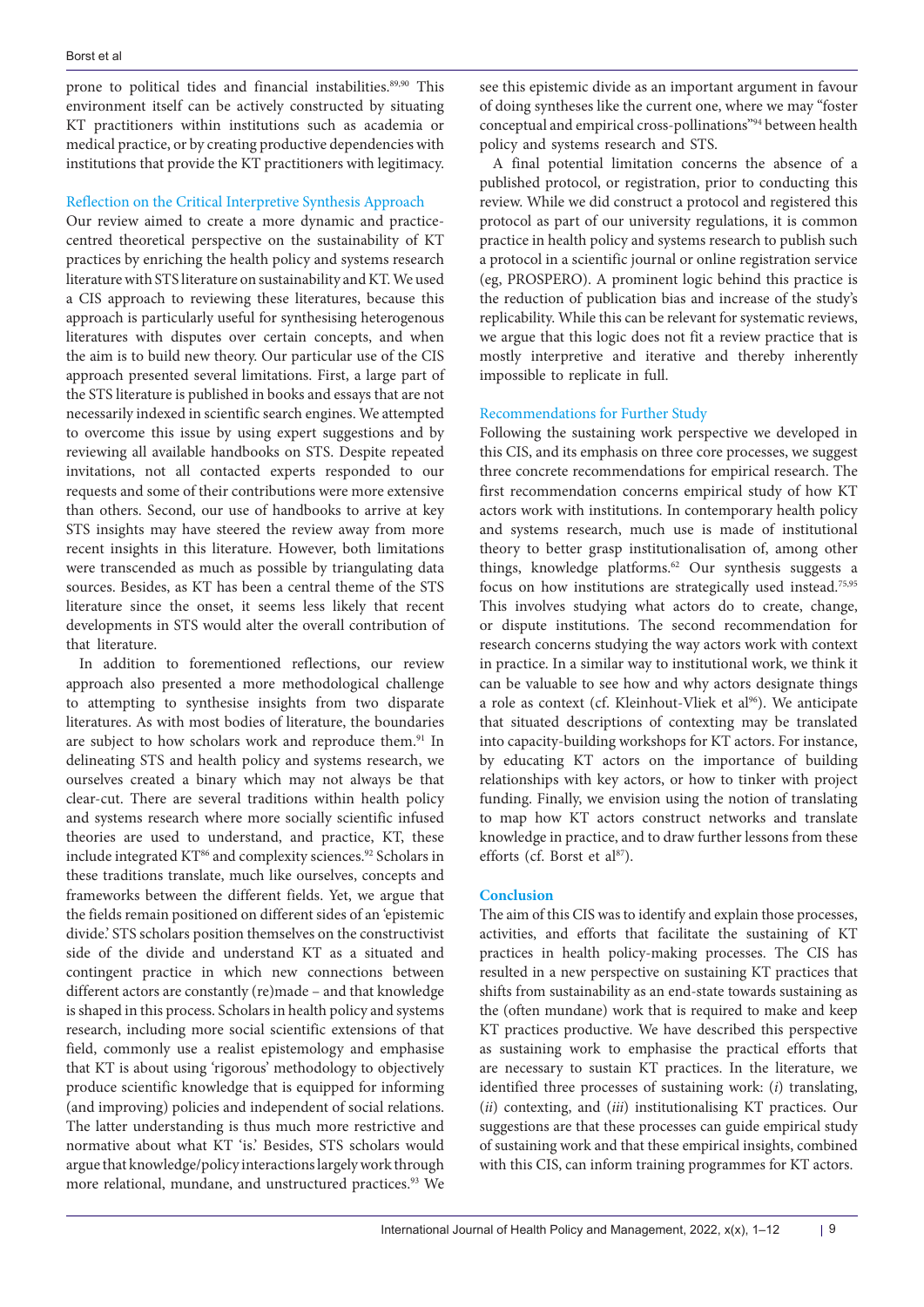prone to political tides and financial instabilities.[89,90] This environment itself can be actively constructed by situating KT practitioners within institutions such as academia or medical practice, or by creating productive dependencies with institutions that provide the KT practitioners with legitimacy.

### Reflection on the Critical Interpretive Synthesis Approach

Our review aimed to create a more dynamic and practice-centred theoretical perspective on the sustainability of KT practices by enriching the health policy and systems research literature with STS literature on sustainability and KT. We used a CIS approach to reviewing these literatures, because this approach is particularly useful for synthesising heterogenous literatures with disputes over certain concepts, and when the aim is to build new theory. Our particular use of the CIS approach presented several limitations. First, a large part of the STS literature is published in books and essays that are not necessarily indexed in scientific search engines. We attempted to overcome this issue by using expert suggestions and by reviewing all available handbooks on STS. Despite repeated invitations, not all contacted experts responded to our requests and some of their contributions were more extensive than others. Second, our use of handbooks to arrive at key STS insights may have steered the review away from more recent insights in this literature. However, both limitations were transcended as much as possible by triangulating data sources. Besides, as KT has been a central theme of the STS literature since the onset, it seems less likely that recent developments in STS would alter the overall contribution of that literature.

In addition to forementioned reflections, our review approach also presented a more methodological challenge to attempting to synthesise insights from two disparate literatures. As with most bodies of literature, the boundaries are subject to how scholars work and reproduce them.[91] In delineating STS and health policy and systems research, we ourselves created a binary which may not always be that clear-cut. There are several traditions within health policy and systems research where more socially scientific infused theories are used to understand, and practice, KT, these include integrated KT[86] and complexity sciences.[92] Scholars in these traditions translate, much like ourselves, concepts and frameworks between the different fields. Yet, we argue that the fields remain positioned on different sides of an 'epistemic divide.' STS scholars position themselves on the constructivist side of the divide and understand KT as a situated and contingent practice in which new connections between different actors are constantly (re)made – and that knowledge is shaped in this process. Scholars in health policy and systems research, including more social scientific extensions of that field, commonly use a realist epistemology and emphasise that KT is about using 'rigorous' methodology to objectively produce scientific knowledge that is equipped for informing (and improving) policies and independent of social relations. The latter understanding is thus much more restrictive and normative about what KT 'is.' Besides, STS scholars would argue that knowledge/policy interactions largely work through more relational, mundane, and unstructured practices.[93] We see this epistemic divide as an important argument in favour of doing syntheses like the current one, where we may "foster conceptual and empirical cross-pollinations"[94] between health policy and systems research and STS.

A final potential limitation concerns the absence of a published protocol, or registration, prior to conducting this review. While we did construct a protocol and registered this protocol as part of our university regulations, it is common practice in health policy and systems research to publish such a protocol in a scientific journal or online registration service (eg, PROSPERO). A prominent logic behind this practice is the reduction of publication bias and increase of the study's replicability. While this can be relevant for systematic reviews, we argue that this logic does not fit a review practice that is mostly interpretive and iterative and thereby inherently impossible to replicate in full.

### Recommendations for Further Study

Following the sustaining work perspective we developed in this CIS, and its emphasis on three core processes, we suggest three concrete recommendations for empirical research. The first recommendation concerns empirical study of how KT actors work with institutions. In contemporary health policy and systems research, much use is made of institutional theory to better grasp institutionalisation of, among other things, knowledge platforms.[62] Our synthesis suggests a focus on how institutions are strategically used instead.[75,95] This involves studying what actors do to create, change, or dispute institutions. The second recommendation for research concerns studying the way actors work with context in practice. In a similar way to institutional work, we think it can be valuable to see how and why actors designate things a role as context (cf. Kleinhout-Vliek et al[96]). We anticipate that situated descriptions of contexting may be translated into capacity-building workshops for KT actors. For instance, by educating KT actors on the importance of building relationships with key actors, or how to tinker with project funding. Finally, we envision using the notion of translating to map how KT actors construct networks and translate knowledge in practice, and to draw further lessons from these efforts (cf. Borst et al[87]).

## Conclusion

The aim of this CIS was to identify and explain those processes, activities, and efforts that facilitate the sustaining of KT practices in health policy-making processes. The CIS has resulted in a new perspective on sustaining KT practices that shifts from sustainability as an end-state towards sustaining as the (often mundane) work that is required to make and keep KT practices productive. We have described this perspective as sustaining work to emphasise the practical efforts that are necessary to sustain KT practices. In the literature, we identified three processes of sustaining work: (*i*) translating, (*ii*) contexting, and (*iii*) institutionalising KT practices. Our suggestions are that these processes can guide empirical study of sustaining work and that these empirical insights, combined with this CIS, can inform training programmes for KT actors.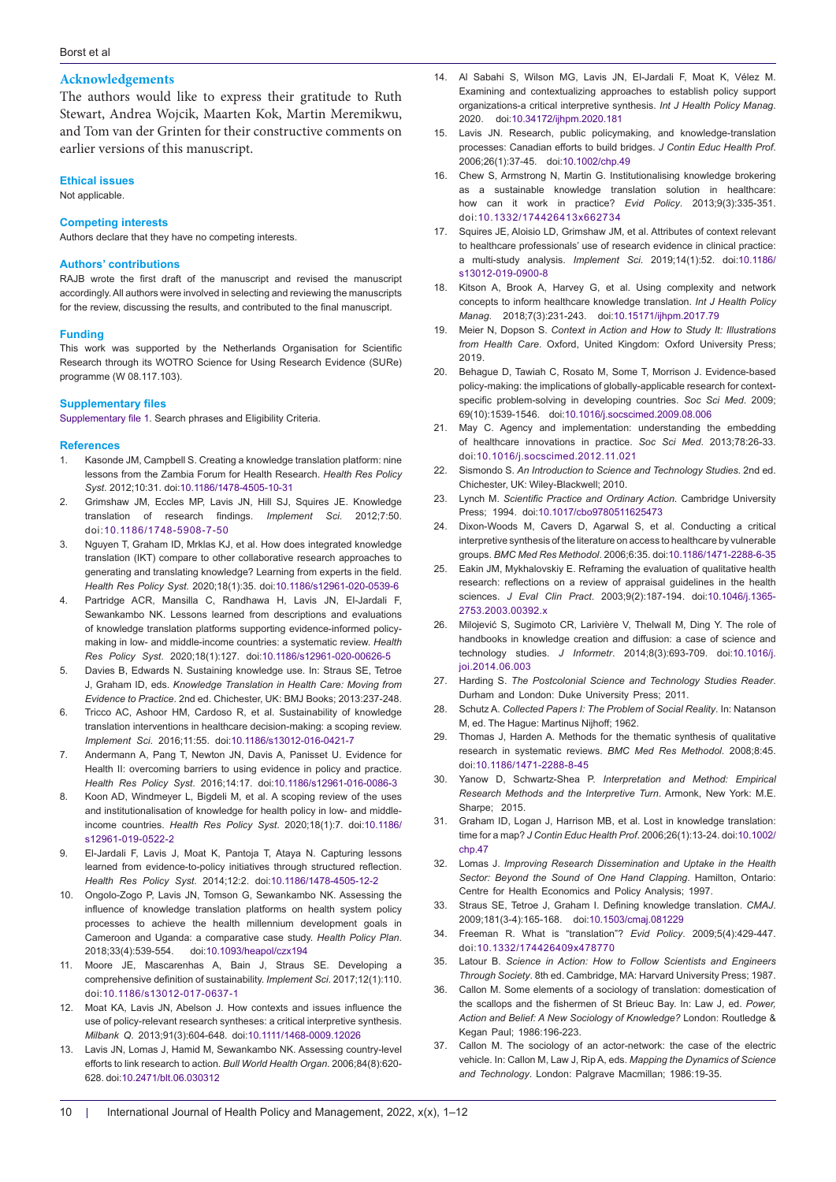## Acknowledgements

The authors would like to express their gratitude to Ruth Stewart, Andrea Wojcik, Maarten Kok, Martin Meremikwu, and Tom van der Grinten for their constructive comments on earlier versions of this manuscript.

### Ethical issues

Not applicable.

### Competing interests

Authors declare that they have no competing interests.

### Authors' contributions

RAJB wrote the first draft of the manuscript and revised the manuscript accordingly. All authors were involved in selecting and reviewing the manuscripts for the review, discussing the results, and contributed to the final manuscript.

### Funding

This work was supported by the Netherlands Organisation for Scientific Research through its WOTRO Science for Using Research Evidence (SURe) programme (W 08.117.103).

### Supplementary files

Supplementary file 1. Search phrases and Eligibility Criteria.

### References

1. Kasonde JM, Campbell S. Creating a knowledge translation platform: nine lessons from the Zambia Forum for Health Research. *Health Res Policy Syst*. 2012;10:31. doi:10.1186/1478-4505-10-31
2. Grimshaw JM, Eccles MP, Lavis JN, Hill SJ, Squires JE. Knowledge translation of research findings. *Implement Sci*. 2012;7:50. doi:10.1186/1748-5908-7-50
3. Nguyen T, Graham ID, Mrklas KJ, et al. How does integrated knowledge translation (IKT) compare to other collaborative research approaches to generating and translating knowledge? Learning from experts in the field. *Health Res Policy Syst*. 2020;18(1):35. doi:10.1186/s12961-020-0539-6
4. Partridge ACR, Mansilla C, Randhawa H, Lavis JN, El-Jardali F, Sewankambo NK. Lessons learned from descriptions and evaluations of knowledge translation platforms supporting evidence-informed policy-making in low- and middle-income countries: a systematic review. *Health Res Policy Syst*. 2020;18(1):127. doi:10.1186/s12961-020-00626-5
5. Davies B, Edwards N. Sustaining knowledge use. In: Straus SE, Tetroe J, Graham ID, eds. *Knowledge Translation in Health Care: Moving from Evidence to Practice*. 2nd ed. Chichester, UK: BMJ Books; 2013:237-248.
6. Tricco AC, Ashoor HM, Cardoso R, et al. Sustainability of knowledge translation interventions in healthcare decision-making: a scoping review. *Implement Sci*. 2016;11:55. doi:10.1186/s13012-016-0421-7
7. Andermann A, Pang T, Newton JN, Davis A, Panisset U. Evidence for Health II: overcoming barriers to using evidence in policy and practice. *Health Res Policy Syst*. 2016;14:17. doi:10.1186/s12961-016-0086-3
8. Koon AD, Windmeyer L, Bigdeli M, et al. A scoping review of the uses and institutionalisation of knowledge for health policy in low- and middle-income countries. *Health Res Policy Syst*. 2020;18(1):7. doi:10.1186/s12961-019-0522-2
9. El-Jardali F, Lavis JN, Moat K, Pantoja T, Ataya N. Capturing lessons learned from evidence-to-policy initiatives through structured reflection. *Health Res Policy Syst*. 2014;12:2. doi:10.1186/1478-4505-12-2
10. Ongolo-Zogo P, Lavis JN, Tomson G, Sewankambo NK. Assessing the influence of knowledge translation platforms on health system policy processes to achieve the health millennium development goals in Cameroon and Uganda: a comparative case study. *Health Policy Plan*. 2018;33(4):539-554. doi:10.1093/heapol/czx194
11. Moore JE, Mascarenhas A, Bain J, Straus SE. Developing a comprehensive definition of sustainability. *Implement Sci*. 2017;12(1):110. doi:10.1186/s13012-017-0637-1
12. Moat KA, Lavis JN, Abelson J. How contexts and issues influence the use of policy-relevant research syntheses: a critical interpretive synthesis. *Milbank Q*. 2013;91(3):604-648. doi:10.1111/1468-0009.12026
13. Lavis JN, Lomas J, Hamid M, Sewankambo NK. Assessing country-level efforts to link research to action. *Bull World Health Organ*. 2006;84(8):620-628. doi:10.2471/blt.06.030312
14. Al Sabahi S, Wilson MG, Lavis JN, El-Jardali F, Moat K, Vélez M. Examining and contextualizing approaches to establish policy support organizations-a critical interpretive synthesis. *Int J Health Policy Manag*. 2020. doi:10.34172/ijhpm.2020.181
15. Lavis JN. Research, public policymaking, and knowledge-translation processes: Canadian efforts to build bridges. *J Contin Educ Health Prof*. 2006;26(1):37-45. doi:10.1002/chp.49
16. Chew S, Armstrong N, Martin G. Institutionalising knowledge brokering as a sustainable knowledge translation solution in healthcare: how can it work in practice? *Evid Policy*. 2013;9(3):335-351. doi:10.1332/174426413x662734
17. Squires JE, Aloisio LD, Grimshaw JM, et al. Attributes of context relevant to healthcare professionals' use of research evidence in clinical practice: a multi-study analysis. *Implement Sci*. 2019;14(1):52. doi:10.1186/s13012-019-0900-8
18. Kitson A, Brook A, Harvey G, et al. Using complexity and network concepts to inform healthcare knowledge translation. *Int J Health Policy Manag*. 2018;7(3):231-243. doi:10.15171/ijhpm.2017.79
19. Meier N, Dopson S. *Context in Action and How to Study It: Illustrations from Health Care*. Oxford, United Kingdom: Oxford University Press; 2019.
20. Behague D, Tawiah C, Rosato M, Some T, Morrison J. Evidence-based policy-making: the implications of globally-applicable research for context-specific problem-solving in developing countries. *Soc Sci Med*. 2009;69(10):1539-1546. doi:10.1016/j.socscimed.2009.08.006
21. May C. Agency and implementation: understanding the embedding of healthcare innovations in practice. *Soc Sci Med*. 2013;78:26-33. doi:10.1016/j.socscimed.2012.11.021
22. Sismondo S. *An Introduction to Science and Technology Studies*. 2nd ed. Chichester, UK: Wiley-Blackwell; 2010.
23. Lynch M. *Scientific Practice and Ordinary Action*. Cambridge University Press; 1994. doi:10.1017/cbo9780511625473
24. Dixon-Woods M, Cavers D, Agarwal S, et al. Conducting a critical interpretive synthesis of the literature on access to healthcare by vulnerable groups. *BMC Med Res Methodol*. 2006;6:35. doi:10.1186/1471-2288-6-35
25. Eakin JM, Mykhalovskiy E. Reframing the evaluation of qualitative health research: reflections on a review of appraisal guidelines in the health sciences. *J Eval Clin Pract*. 2003;9(2):187-194. doi:10.1046/j.1365-2753.2003.00392.x
26. Milojević S, Sugimoto CR, Larivière V, Thelwall M, Ding Y. The role of handbooks in knowledge creation and diffusion: a case of science and technology studies. *J Informetr*. 2014;8(3):693-709. doi:10.1016/j.joi.2014.06.003
27. Harding S. *The Postcolonial Science and Technology Studies Reader*. Durham and London: Duke University Press; 2011.
28. Schutz A. *Collected Papers I: The Problem of Social Reality*. In: Natanson M, ed. The Hague: Martinus Nijhoff; 1962.
29. Thomas J, Harden A. Methods for the thematic synthesis of qualitative research in systematic reviews. *BMC Med Res Methodol*. 2008;8:45. doi:10.1186/1471-2288-8-45
30. Yanow D, Schwartz-Shea P. *Interpretation and Method: Empirical Research Methods and the Interpretive Turn*. Armonk, New York: M.E. Sharpe; 2015.
31. Graham ID, Logan J, Harrison MB, et al. Lost in knowledge translation: time for a map? *J Contin Educ Health Prof*. 2006;26(1):13-24. doi:10.1002/chp.47
32. Lomas J. *Improving Research Dissemination and Uptake in the Health Sector: Beyond the Sound of One Hand Clapping*. Hamilton, Ontario: Centre for Health Economics and Policy Analysis; 1997.
33. Straus SE, Tetroe J, Graham I. Defining knowledge translation. *CMAJ*. 2009;181(3-4):165-168. doi:10.1503/cmaj.081229
34. Freeman R. What is "translation"? *Evid Policy*. 2009;5(4):429-447. doi:10.1332/174426409x478770
35. Latour B. *Science in Action: How to Follow Scientists and Engineers Through Society*. 8th ed. Cambridge, MA: Harvard University Press; 1987.
36. Callon M. Some elements of a sociology of translation: domestication of the scallops and the fishermen of St Brieuc Bay. In: Law J, ed. *Power, Action and Belief: A New Sociology of Knowledge?* London: Routledge & Kegan Paul; 1986:196-223.
37. Callon M. The sociology of an actor-network: the case of the electric vehicle. In: Callon M, Law J, Rip A, eds. *Mapping the Dynamics of Science and Technology*. London: Palgrave Macmillan; 1986:19-35.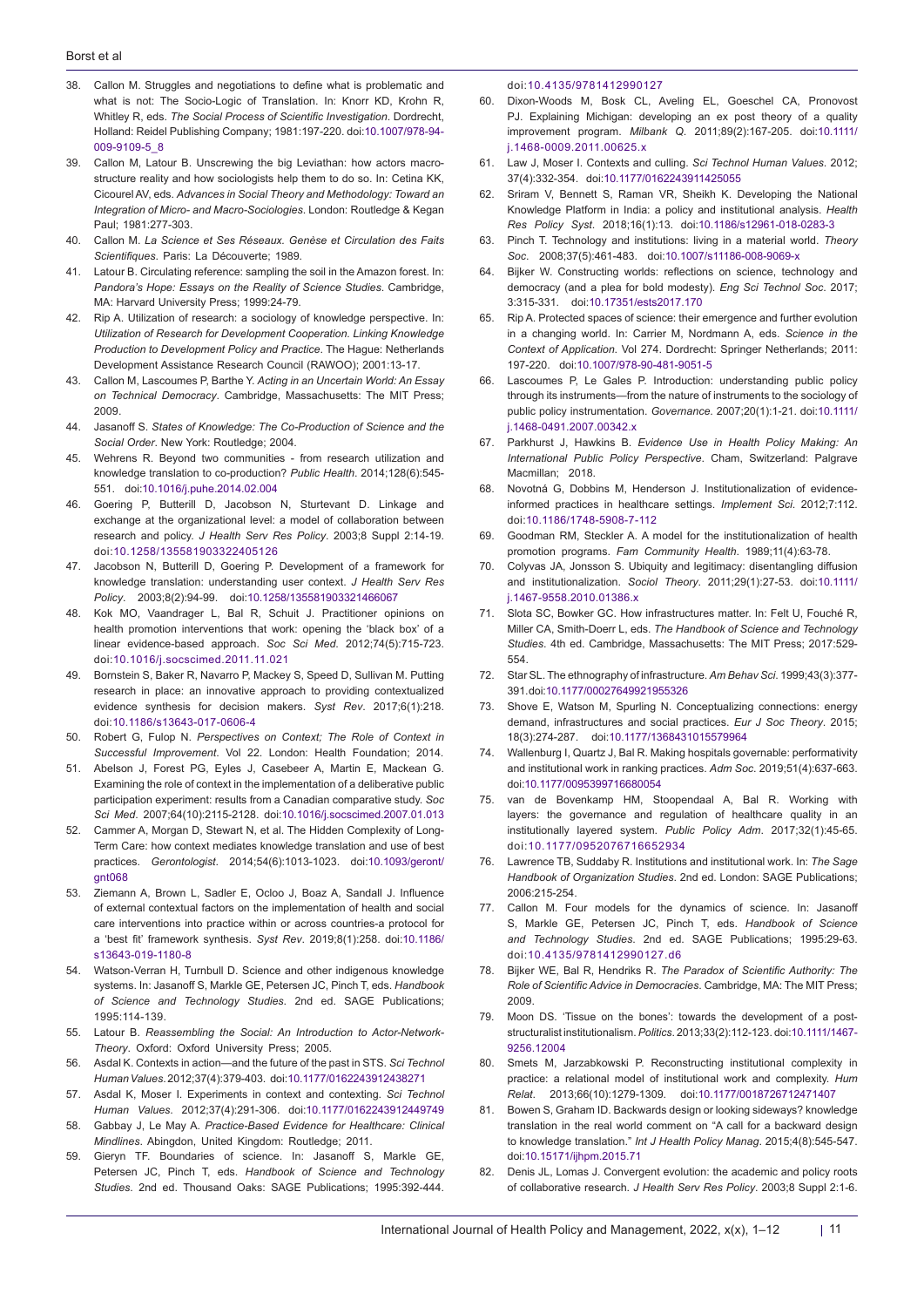38. Callon M. Struggles and negotiations to define what is problematic and what is not: The Socio-Logic of Translation. In: Knorr KD, Krohn R, Whitley R, eds. *The Social Process of Scientific Investigation*. Dordrecht, Holland: Reidel Publishing Company; 1981:197-220. doi:10.1007/978-94-009-9109-5_8
39. Callon M, Latour B. Unscrewing the big Leviathan: how actors macro-structure reality and how sociologists help them to do so. In: Cetina KK, Cicourel AV, eds. *Advances in Social Theory and Methodology: Toward an Integration of Micro- and Macro-Sociologies*. London: Routledge & Kegan Paul; 1981:277-303.
40. Callon M. *La Science et Ses Réseaux. Genèse et Circulation des Faits Scientifiques*. Paris: La Découverte; 1989.
41. Latour B. Circulating reference: sampling the soil in the Amazon forest. In: *Pandora's Hope: Essays on the Reality of Science Studies*. Cambridge, MA: Harvard University Press; 1999:24-79.
42. Rip A. Utilization of research: a sociology of knowledge perspective. In: *Utilization of Research for Development Cooperation. Linking Knowledge Production to Development Policy and Practice*. The Hague: Netherlands Development Assistance Research Council (RAWOO); 2001:13-17.
43. Callon M, Lascoumes P, Barthe Y. *Acting in an Uncertain World: An Essay on Technical Democracy*. Cambridge, Massachusetts: The MIT Press; 2009.
44. Jasanoff S. *States of Knowledge: The Co-Production of Science and the Social Order*. New York: Routledge; 2004.
45. Wehrens R. Beyond two communities - from research utilization and knowledge translation to co-production? *Public Health*. 2014;128(6):545-551. doi:10.1016/j.puhe.2014.02.004
46. Goering P, Butterill D, Jacobson N, Sturtevant D. Linkage and exchange at the organizational level: a model of collaboration between research and policy. *J Health Serv Res Policy*. 2003;8 Suppl 2:14-19. doi:10.1258/135581903322405126
47. Jacobson N, Butterill D, Goering P. Development of a framework for knowledge translation: understanding user context. *J Health Serv Res Policy*. 2003;8(2):94-99. doi:10.1258/135581903321466067
48. Kok MO, Vaandrager L, Bal R, Schuit J. Practitioner opinions on health promotion interventions that work: opening the 'black box' of a linear evidence-based approach. *Soc Sci Med*. 2012;74(5):715-723. doi:10.1016/j.socscimed.2011.11.021
49. Bornstein S, Baker R, Navarro P, Mackey S, Speed D, Sullivan M. Putting research in place: an innovative approach to providing contextualized evidence synthesis for decision makers. *Syst Rev*. 2017;6(1):218. doi:10.1186/s13643-017-0606-4
50. Robert G, Fulop N. *Perspectives on Context; The Role of Context in Successful Improvement*. Vol 22. London: Health Foundation; 2014.
51. Abelson J, Forest PG, Eyles J, Casebeer A, Martin E, Mackean G. Examining the role of context in the implementation of a deliberative public participation experiment: results from a Canadian comparative study. *Soc Sci Med*. 2007;64(10):2115-2128. doi:10.1016/j.socscimed.2007.01.013
52. Cammer A, Morgan D, Stewart N, et al. The Hidden Complexity of Long-Term Care: how context mediates knowledge translation and use of best practices. *Gerontologist*. 2014;54(6):1013-1023. doi:10.1093/geront/gnt068
53. Ziemann A, Brown L, Sadler E, Ocloo J, Boaz A, Sandall J. Influence of external contextual factors on the implementation of health and social care interventions into practice within or across countries-a protocol for a 'best fit' framework synthesis. *Syst Rev*. 2019;8(1):258. doi:10.1186/s13643-019-1180-8
54. Watson-Verran H, Turnbull D. Science and other indigenous knowledge systems. In: Jasanoff S, Markle GE, Petersen JC, Pinch T, eds. *Handbook of Science and Technology Studies*. 2nd ed. SAGE Publications; 1995:114-139.
55. Latour B. *Reassembling the Social: An Introduction to Actor-Network-Theory*. Oxford: Oxford University Press; 2005.
56. Asdal K. Contexts in action—and the future of the past in STS. *Sci Technol Human Values*. 2012;37(4):379-403. doi:10.1177/0162243912438271
57. Asdal K, Moser I. Experiments in context and contexting. *Sci Technol Human Values*. 2012;37(4):291-306. doi:10.1177/0162243912449749
58. Gabbay J, Le May A. *Practice-Based Evidence for Healthcare: Clinical Mindlines*. Abingdon, United Kingdom: Routledge; 2011.
59. Gieryn TF. Boundaries of science. In: Jasanoff S, Markle GE, Petersen JC, Pinch T, eds. *Handbook of Science and Technology Studies*. 2nd ed. Thousand Oaks: SAGE Publications; 1995:392-444. doi:10.4135/9781412990127
60. Dixon-Woods M, Bosk CL, Aveling EL, Goeschel CA, Pronovost PJ. Explaining Michigan: developing an ex post theory of a quality improvement program. *Milbank Q*. 2011;89(2):167-205. doi:10.1111/j.1468-0009.2011.00625.x
61. Law J, Moser I. Contexts and culling. *Sci Technol Human Values*. 2012; 37(4):332-354. doi:10.1177/0162243911425055
62. Sriram V, Bennett S, Raman VR, Sheikh K. Developing the National Knowledge Platform in India: a policy and institutional analysis. *Health Res Policy Syst*. 2018;16(1):13. doi:10.1186/s12961-018-0283-3
63. Pinch T. Technology and institutions: living in a material world. *Theory Soc*. 2008;37(5):461-483. doi:10.1007/s11186-008-9069-x
64. Bijker W. Constructing worlds: reflections on science, technology and democracy (and a plea for bold modesty). *Eng Sci Technol Soc*. 2017; 3:315-331. doi:10.17351/ests2017.170
65. Rip A. Protected spaces of science: their emergence and further evolution in a changing world. In: Carrier M, Nordmann A, eds. *Science in the Context of Application*. Vol 274. Dordrecht: Springer Netherlands; 2011: 197-220. doi:10.1007/978-90-481-9051-5
66. Lascoumes P, Le Gales P. Introduction: understanding public policy through its instruments—from the nature of instruments to the sociology of public policy instrumentation. *Governance*. 2007;20(1):1-21. doi:10.1111/j.1468-0491.2007.00342.x
67. Parkhurst J, Hawkins B. *Evidence Use in Health Policy Making: An International Public Policy Perspective*. Cham, Switzerland: Palgrave Macmillan; 2018.
68. Novotná G, Dobbins M, Henderson J. Institutionalization of evidence-informed practices in healthcare settings. *Implement Sci*. 2012;7:112. doi:10.1186/1748-5908-7-112
69. Goodman RM, Steckler A. A model for the institutionalization of health promotion programs. *Fam Community Health*. 1989;11(4):63-78.
70. Colyvas JA, Jonsson S. Ubiquity and legitimacy: disentangling diffusion and institutionalization. *Sociol Theory*. 2011;29(1):27-53. doi:10.1111/j.1467-9558.2010.01386.x
71. Slota SC, Bowker GC. How infrastructures matter. In: Felt U, Fouché R, Miller CA, Smith-Doerr L, eds. *The Handbook of Science and Technology Studies*. 4th ed. Cambridge, Massachusetts: The MIT Press; 2017:529-554.
72. Star SL. The ethnography of infrastructure. *Am Behav Sci*. 1999;43(3):377-391.doi:10.1177/00027649921955326
73. Shove E, Watson M, Spurling N. Conceptualizing connections: energy demand, infrastructures and social practices. *Eur J Soc Theory*. 2015; 18(3):274-287. doi:10.1177/1368431015579964
74. Wallenburg I, Quartz J, Bal R. Making hospitals governable: performativity and institutional work in ranking practices. *Adm Soc*. 2019;51(4):637-663. doi:10.1177/0095399716680054
75. van de Bovenkamp HM, Stoopendaal A, Bal R. Working with layers: the governance and regulation of healthcare quality in an institutionally layered system. *Public Policy Adm*. 2017;32(1):45-65. doi:10.1177/0952076716652934
76. Lawrence TB, Suddaby R. Institutions and institutional work. In: *The Sage Handbook of Organization Studies*. 2nd ed. London: SAGE Publications; 2006:215-254.
77. Callon M. Four models for the dynamics of science. In: Jasanoff S, Markle GE, Petersen JC, Pinch T, eds. *Handbook of Science and Technology Studies*. 2nd ed. SAGE Publications; 1995:29-63. doi:10.4135/9781412990127.d6
78. Bijker WE, Bal R, Hendriks R. *The Paradox of Scientific Authority: The Role of Scientific Advice in Democracies*. Cambridge, MA: The MIT Press; 2009.
79. Moon DS. 'Tissue on the bones': towards the development of a post-structuralist institutionalism. *Politics*. 2013;33(2):112-123. doi:10.1111/1467-9256.12004
80. Smets M, Jarzabkowski P. Reconstructing institutional complexity in practice: a relational model of institutional work and complexity. *Hum Relat*. 2013;66(10):1279-1309. doi:10.1177/0018726712471407
81. Bowen S, Graham ID. Backwards design or looking sideways? knowledge translation in the real world comment on "A call for a backward design to knowledge translation." *Int J Health Policy Manag*. 2015;4(8):545-547. doi:10.15171/ijhpm.2015.71
82. Denis JL, Lomas J. Convergent evolution: the academic and policy roots of collaborative research. *J Health Serv Res Policy*. 2003;8 Suppl 2:1-6.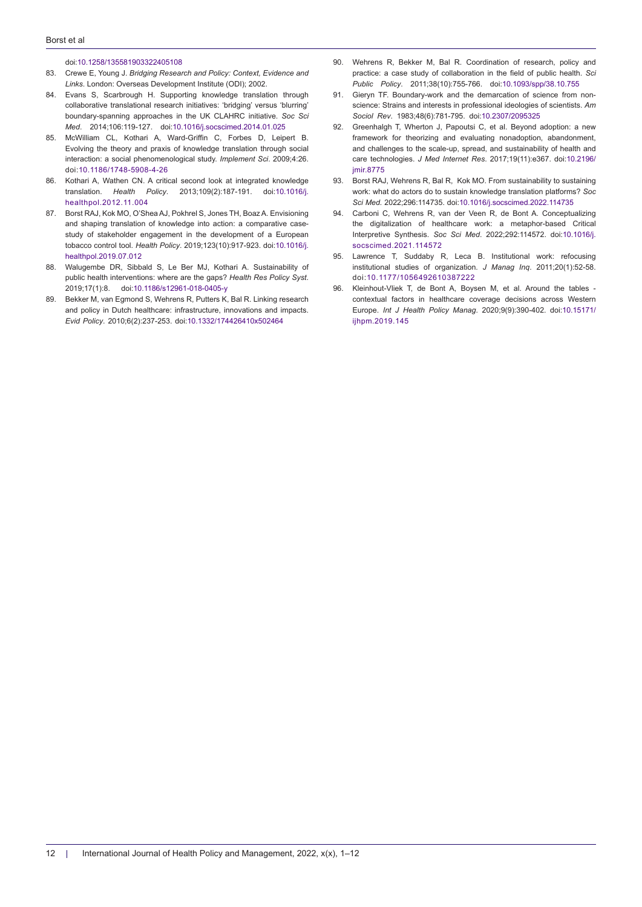doi:10.1258/135581903322405108

83. Crewe E, Young J. *Bridging Research and Policy: Context, Evidence and Links*. London: Overseas Development Institute (ODI); 2002.
84. Evans S, Scarbrough H. Supporting knowledge translation through collaborative translational research initiatives: 'bridging' versus 'blurring' boundary-spanning approaches in the UK CLAHRC initiative. *Soc Sci Med*. 2014;106:119-127. doi:10.1016/j.socscimed.2014.01.025
85. McWilliam CL, Kothari A, Ward-Griffin C, Forbes D, Leipert B. Evolving the theory and praxis of knowledge translation through social interaction: a social phenomenological study. *Implement Sci*. 2009;4:26. doi:10.1186/1748-5908-4-26
86. Kothari A, Wathen CN. A critical second look at integrated knowledge translation. *Health Policy*. 2013;109(2):187-191. doi:10.1016/j.healthpol.2012.11.004
87. Borst RAJ, Kok MO, O'Shea AJ, Pokhrel S, Jones TH, Boaz A. Envisioning and shaping translation of knowledge into action: a comparative case-study of stakeholder engagement in the development of a European tobacco control tool. *Health Policy*. 2019;123(10):917-923. doi:10.1016/j.healthpol.2019.07.012
88. Walugembe DR, Sibbald S, Le Ber MJ, Kothari A. Sustainability of public health interventions: where are the gaps? *Health Res Policy Syst*. 2019;17(1):8. doi:10.1186/s12961-018-0405-y
89. Bekker M, van Egmond S, Wehrens R, Putters K, Bal R. Linking research and policy in Dutch healthcare: infrastructure, innovations and impacts. *Evid Policy*. 2010;6(2):237-253. doi:10.1332/174426410x502464
90. Wehrens R, Bekker M, Bal R. Coordination of research, policy and practice: a case study of collaboration in the field of public health. *Sci Public Policy*. 2011;38(10):755-766. doi:10.1093/spp/38.10.755
91. Gieryn TF. Boundary-work and the demarcation of science from non-science: Strains and interests in professional ideologies of scientists. *Am Sociol Rev*. 1983;48(6):781-795. doi:10.2307/2095325
92. Greenhalgh T, Wherton J, Papoutsi C, et al. Beyond adoption: a new framework for theorizing and evaluating nonadoption, abandonment, and challenges to the scale-up, spread, and sustainability of health and care technologies. *J Med Internet Res*. 2017;19(11):e367. doi:10.2196/jmir.8775
93. Borst RAJ, Wehrens R, Bal R, Kok MO. From sustainability to sustaining work: what do actors do to sustain knowledge translation platforms? *Soc Sci Med*. 2022;296:114735. doi:10.1016/j.socscimed.2022.114735
94. Carboni C, Wehrens R, van der Veen R, de Bont A. Conceptualizing the digitalization of healthcare work: a metaphor-based Critical Interpretive Synthesis. *Soc Sci Med*. 2022;292:114572. doi:10.1016/j.socscimed.2021.114572
95. Lawrence T, Suddaby R, Leca B. Institutional work: refocusing institutional studies of organization. *J Manag Inq*. 2011;20(1):52-58. doi:10.1177/1056492610387222
96. Kleinhout-Vliek T, de Bont A, Boysen M, et al. Around the tables - contextual factors in healthcare coverage decisions across Western Europe. *Int J Health Policy Manag*. 2020;9(9):390-402. doi:10.15171/ijhpm.2019.145